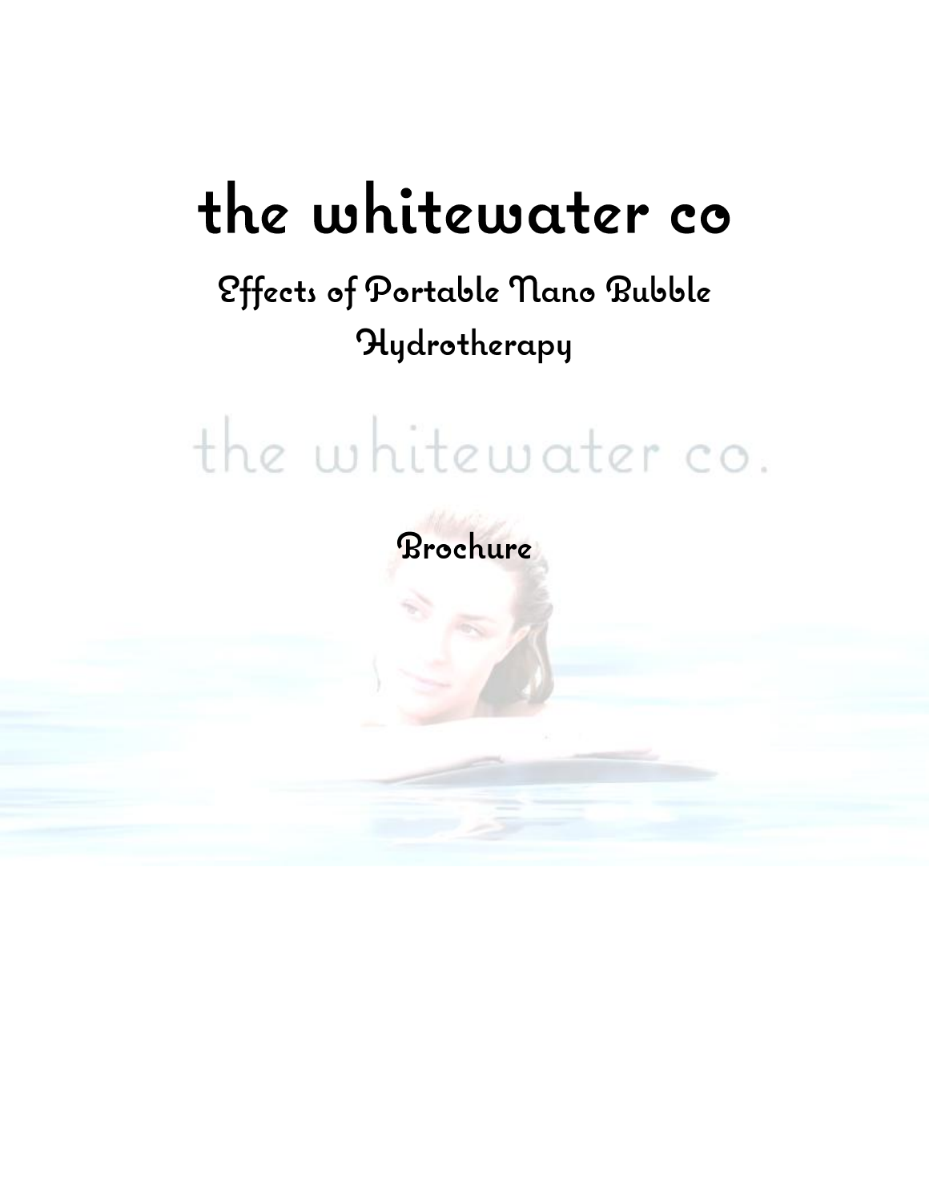# the whitewater co

## Effects of Portable Nano Bubble Hydrotherapy

the whitewater co.

Brochure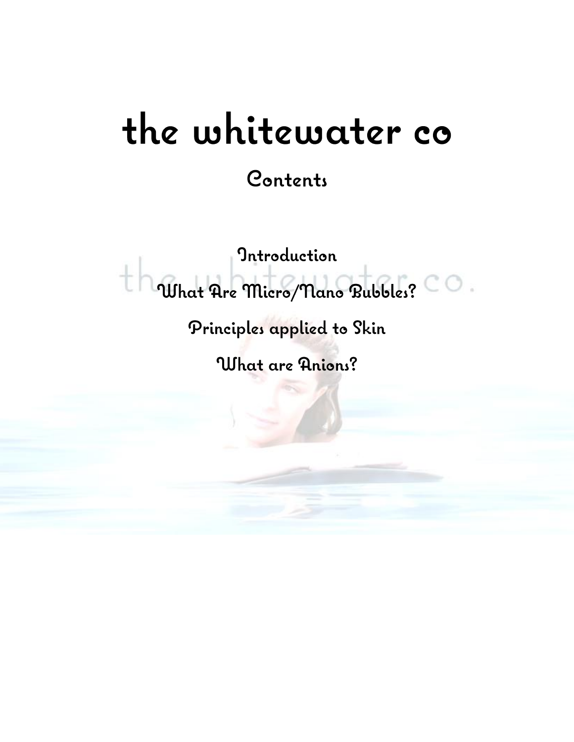# the whitewater co

## Contents

Introduction

What Are Micro/Nano Bubbles?

Principles applied to Skin

What are Anions?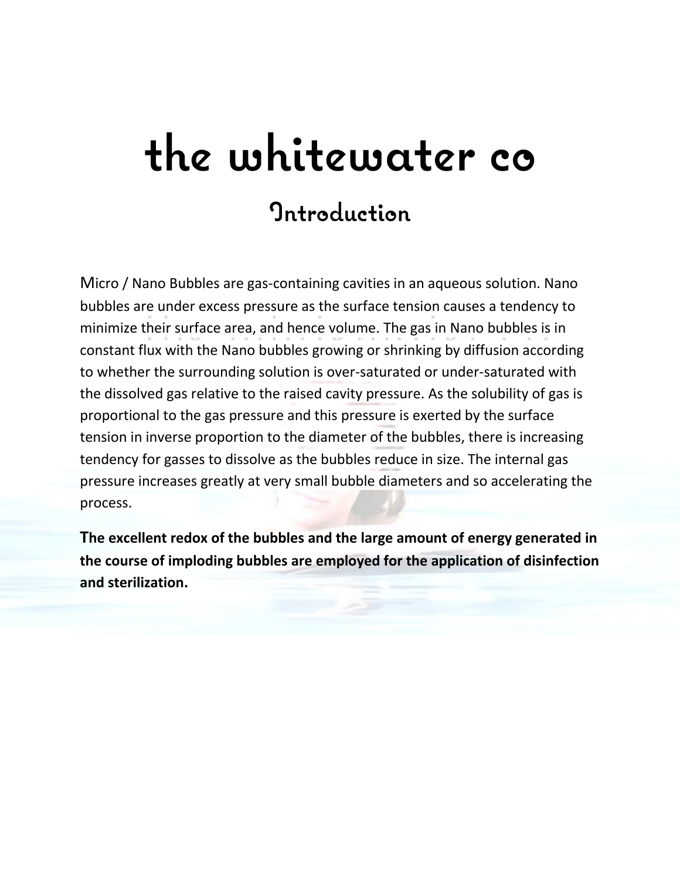# the whitewater co

## Introduction

Micro / Nano Bubbles are gas-containing cavities in an aqueous solution. Nano bubbles are under excess pressure as the surface tension causes a tendency to minimize their surface area, and hence volume. The gas in Nano bubbles is in constant flux with the Nano bubbles growing or shrinking by diffusion according to whether the surrounding solution is over-saturated or under-saturated with the dissolved gas relative to the raised cavity pressure. As the solubility of gas is proportional to the gas pressure and this pressure is exerted by the surface tension in inverse proportion to the diameter of the bubbles, there is increasing tendency for gasses to dissolve as the bubbles reduce in size. The internal gas pressure increases greatly at very small bubble diameters and so accelerating the process.

**The excellent redox of the bubbles and the large amount of energy generated in the course of imploding bubbles are employed for the application of disinfection and sterilization.**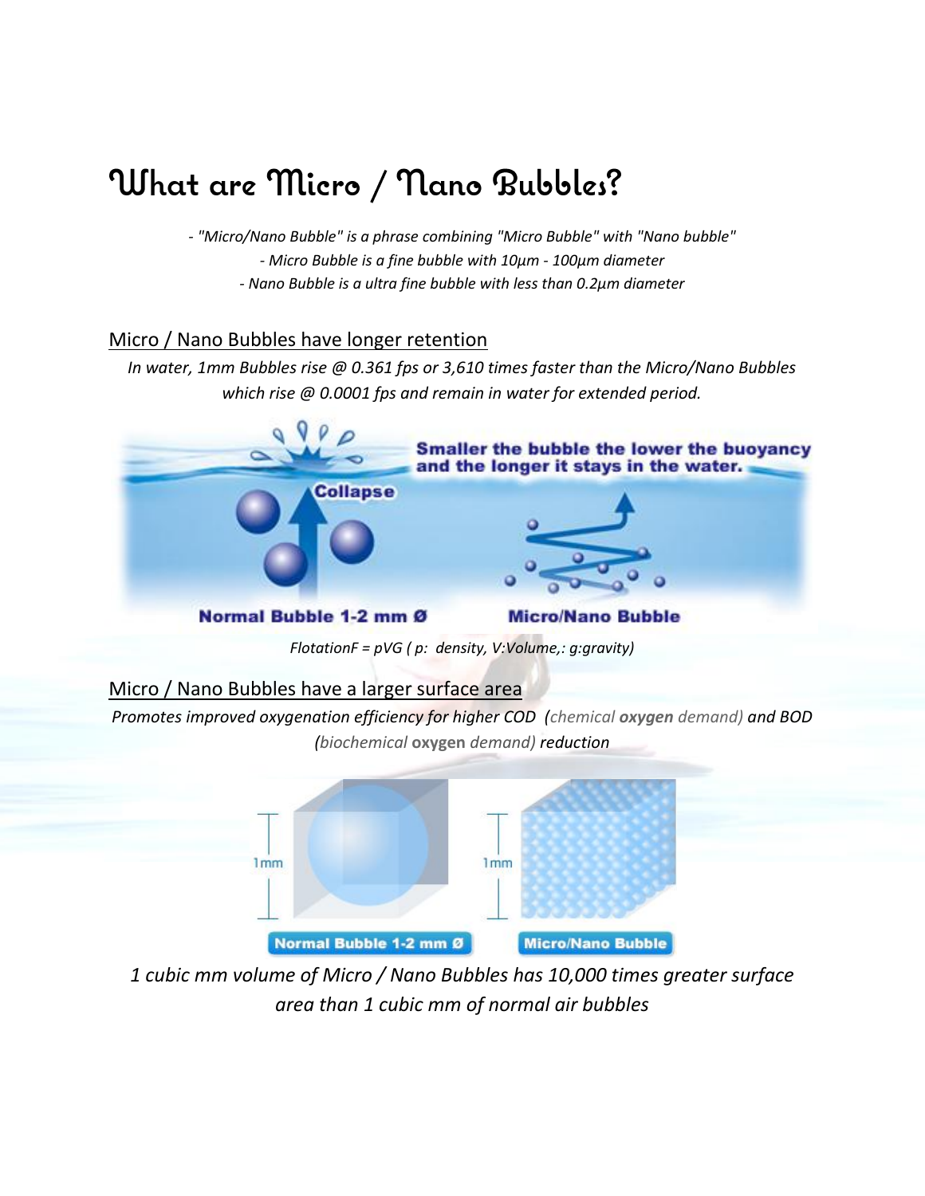# What are Micro / Nano Bubbles?

*- "Micro/Nano Bubble" is a phrase combining "Micro Bubble" with "Nano bubble"*
*- Micro Bubble is a fine bubble with 10μm - 100μm diameter*
*- Nano Bubble is a ultra fine bubble with less than 0.2μm diameter*

## Micro / Nano Bubbles have longer retention

*In water, 1mm Bubbles rise @ 0.361 fps or 3,610 times faster than the Micro/Nano Bubbles which rise @ 0.0001 fps and remain in water for extended period.*

**Smaller the bubble the lower the buoyancy and the longer it stays in the water.**

**Collapse**

**Normal Bubble 1-2 mm Ø** **Micro/Nano Bubble**

*FlotationF = pVG ( p: density, V:Volume,: g:gravity)*

## Micro / Nano Bubbles have a larger surface area

*Promotes improved oxygenation efficiency for higher COD (chemical **oxygen** demand) and BOD (biochemical **oxygen** demand) reduction*

1mm 1mm

**Normal Bubble 1-2 mm Ø** **Micro/Nano Bubble**

*1 cubic mm volume of Micro / Nano Bubbles has 10,000 times greater surface area than 1 cubic mm of normal air bubbles*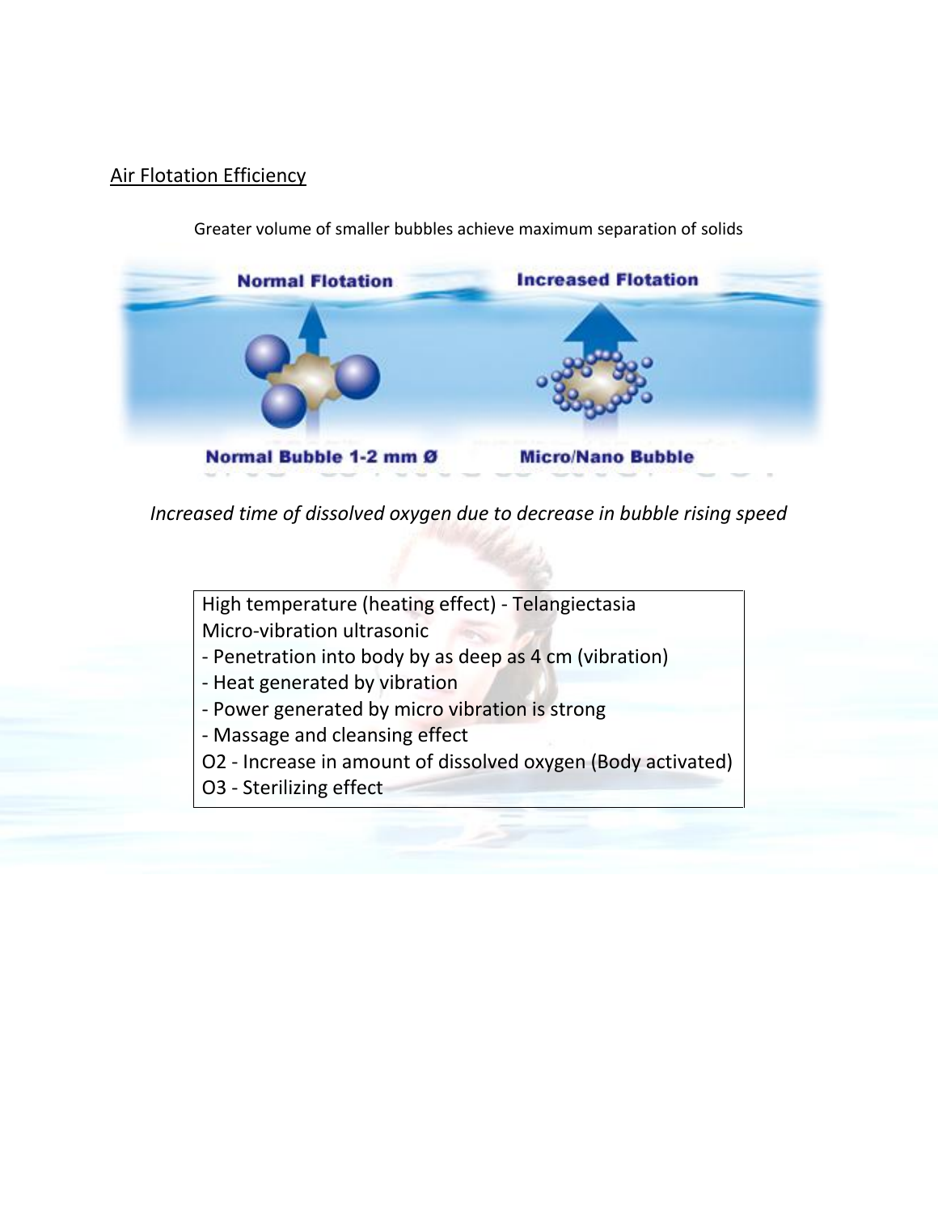## Air Flotation Efficiency

Greater volume of smaller bubbles achieve maximum separation of solids

Normal Flotation

Increased Flotation

Normal Bubble 1-2 mm Ø

Micro/Nano Bubble

*Increased time of dissolved oxygen due to decrease in bubble rising speed*

| |
|---|
| High temperature (heating effect) - Telangiectasia<br>Micro-vibration ultrasonic<br>- Penetration into body by as deep as 4 cm (vibration)<br>- Heat generated by vibration<br>- Power generated by micro vibration is strong<br>- Massage and cleansing effect<br>$O_2$ - Increase in amount of dissolved oxygen (Body activated)<br>$O_3$ - Sterilizing effect |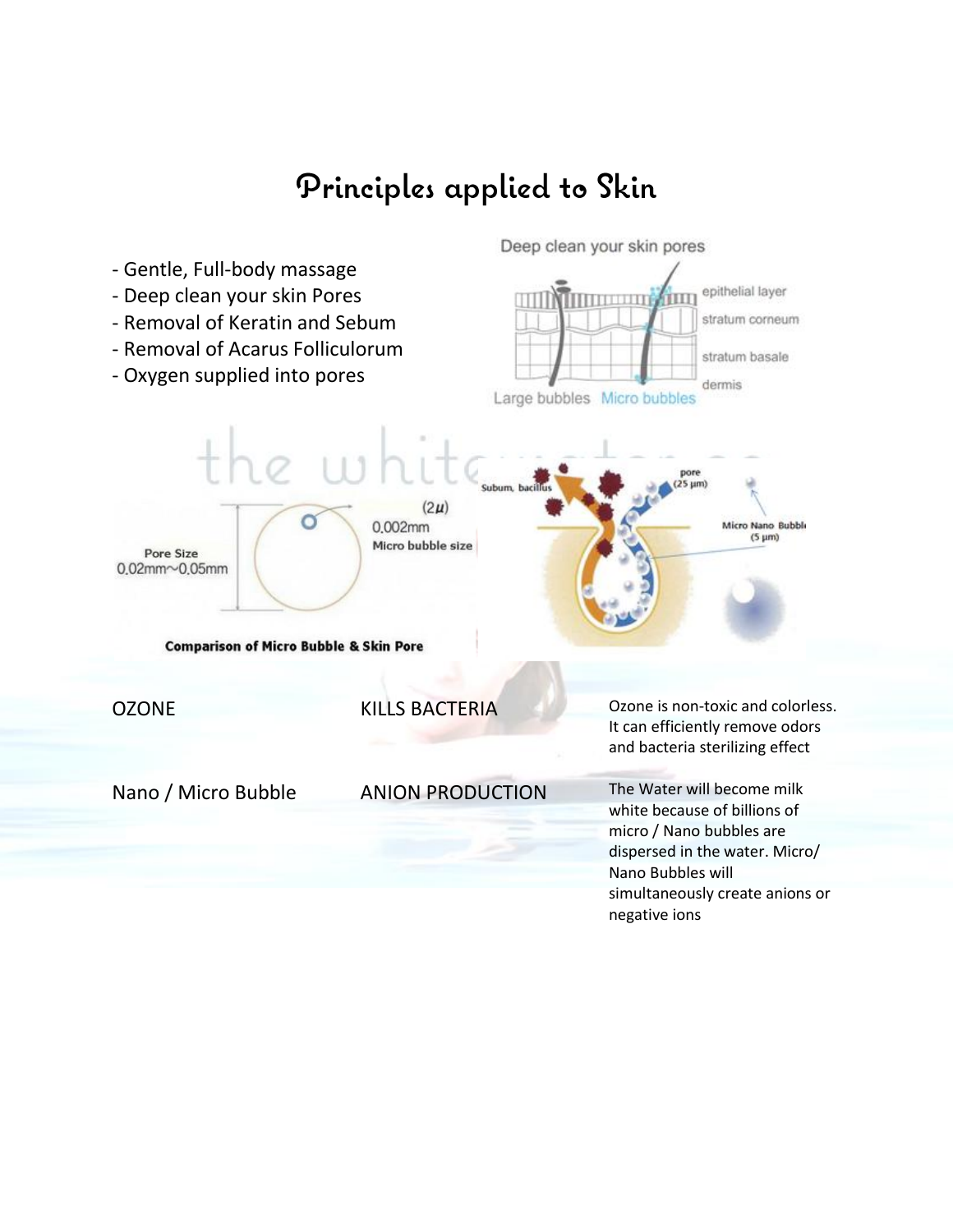# Principles applied to Skin

- Gentle, Full-body massage
- Deep clean your skin Pores
- Removal of Keratin and Sebum
- Removal of Acarus Folliculorum
- Oxygen supplied into pores

Deep clean your skin pores

epithelial layer

stratum corneum

stratum basale

dermis

Large bubbles Micro bubbles

Pore Size 0.02mm~0.05mm

(2μ) 0.002mm Micro bubble size

Comparison of Micro Bubble & Skin Pore

Subum, bacillus

pore (25 μm)

Micro Nano Bubble (5 μm)

| | | |
|---|---|---|
| OZONE | KILLS BACTERIA | Ozone is non-toxic and colorless. It can efficiently remove odors and bacteria sterilizing effect |
| Nano / Micro Bubble | ANION PRODUCTION | The Water will become milk white because of billions of micro / Nano bubbles are dispersed in the water. Micro/ Nano Bubbles will simultaneously create anions or negative ions |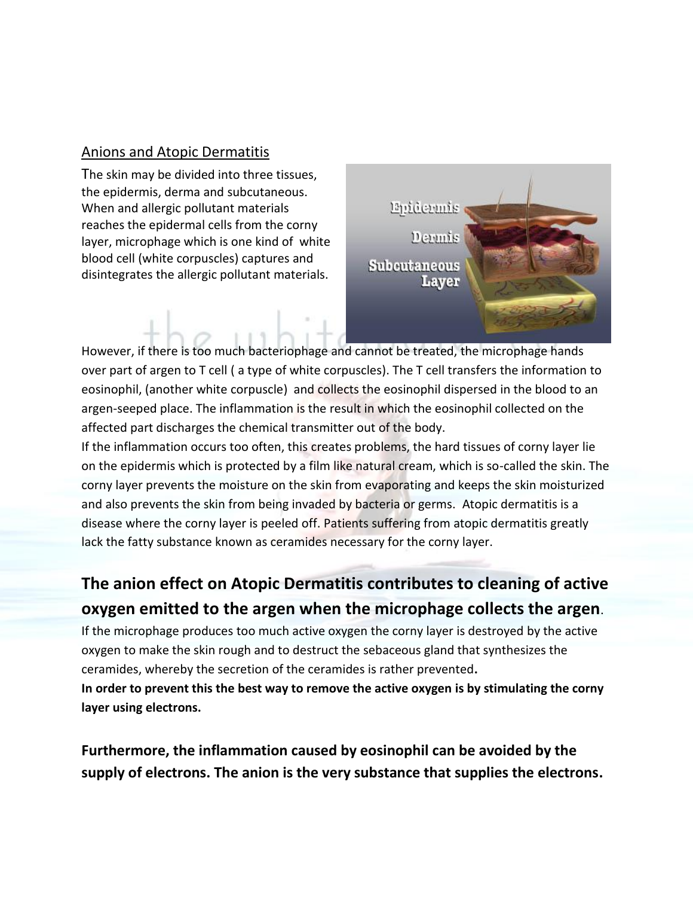## Anions and Atopic Dermatitis

The skin may be divided into three tissues, the epidermis, derma and subcutaneous. When and allergic pollutant materials reaches the epidermal cells from the corny layer, microphage which is one kind of white blood cell (white corpuscles) captures and disintegrates the allergic pollutant materials.

However, if there is too much bacteriophage and cannot be treated, the microphage hands over part of argen to T cell ( a type of white corpuscles). The T cell transfers the information to eosinophil, (another white corpuscle) and collects the eosinophil dispersed in the blood to an argen-seeped place. The inflammation is the result in which the eosinophil collected on the affected part discharges the chemical transmitter out of the body.

If the inflammation occurs too often, this creates problems, the hard tissues of corny layer lie on the epidermis which is protected by a film like natural cream, which is so-called the skin. The corny layer prevents the moisture on the skin from evaporating and keeps the skin moisturized and also prevents the skin from being invaded by bacteria or germs. Atopic dermatitis is a disease where the corny layer is peeled off. Patients suffering from atopic dermatitis greatly lack the fatty substance known as ceramides necessary for the corny layer.

### The anion effect on Atopic Dermatitis contributes to cleaning of active oxygen emitted to the argen when the microphage collects the argen.

If the microphage produces too much active oxygen the corny layer is destroyed by the active oxygen to make the skin rough and to destruct the sebaceous gland that synthesizes the ceramides, whereby the secretion of the ceramides is rather prevented.

**In order to prevent this the best way to remove the active oxygen is by stimulating the corny layer using electrons.**

### Furthermore, the inflammation caused by eosinophil can be avoided by the supply of electrons. The anion is the very substance that supplies the electrons.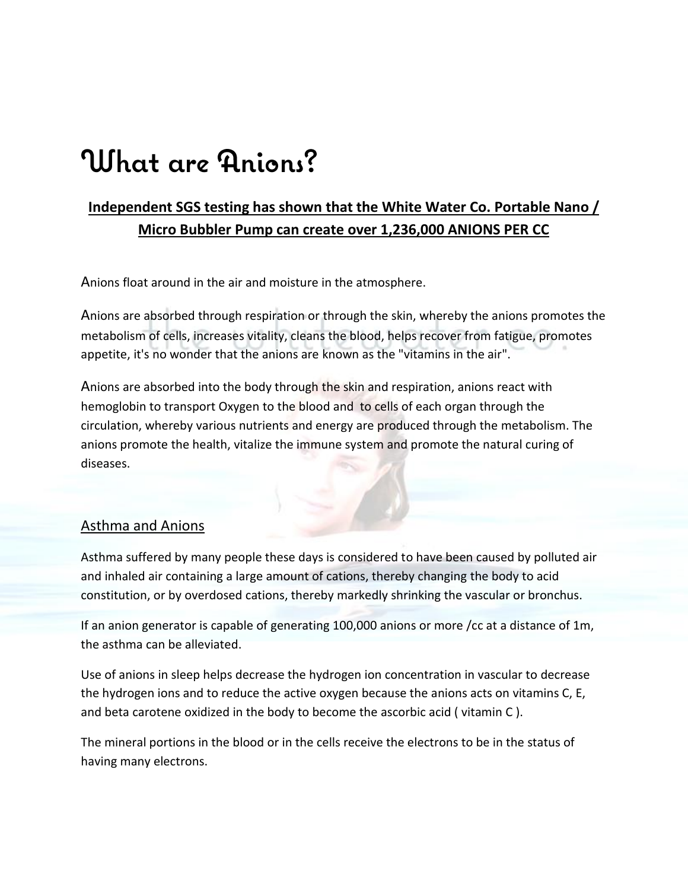# What are Anions?

**Independent SGS testing has shown that the White Water Co. Portable Nano / Micro Bubbler Pump can create over 1,236,000 ANIONS PER CC**

Anions float around in the air and moisture in the atmosphere.

Anions are absorbed through respiration or through the skin, whereby the anions promotes the metabolism of cells, increases vitality, cleans the blood, helps recover from fatigue, promotes appetite, it's no wonder that the anions are known as the "vitamins in the air".

Anions are absorbed into the body through the skin and respiration, anions react with hemoglobin to transport Oxygen to the blood and to cells of each organ through the circulation, whereby various nutrients and energy are produced through the metabolism. The anions promote the health, vitalize the immune system and promote the natural curing of diseases.

## Asthma and Anions

Asthma suffered by many people these days is considered to have been caused by polluted air and inhaled air containing a large amount of cations, thereby changing the body to acid constitution, or by overdosed cations, thereby markedly shrinking the vascular or bronchus.

If an anion generator is capable of generating 100,000 anions or more /cc at a distance of 1m, the asthma can be alleviated.

Use of anions in sleep helps decrease the hydrogen ion concentration in vascular to decrease the hydrogen ions and to reduce the active oxygen because the anions acts on vitamins C, E, and beta carotene oxidized in the body to become the ascorbic acid ( vitamin C ).

The mineral portions in the blood or in the cells receive the electrons to be in the status of having many electrons.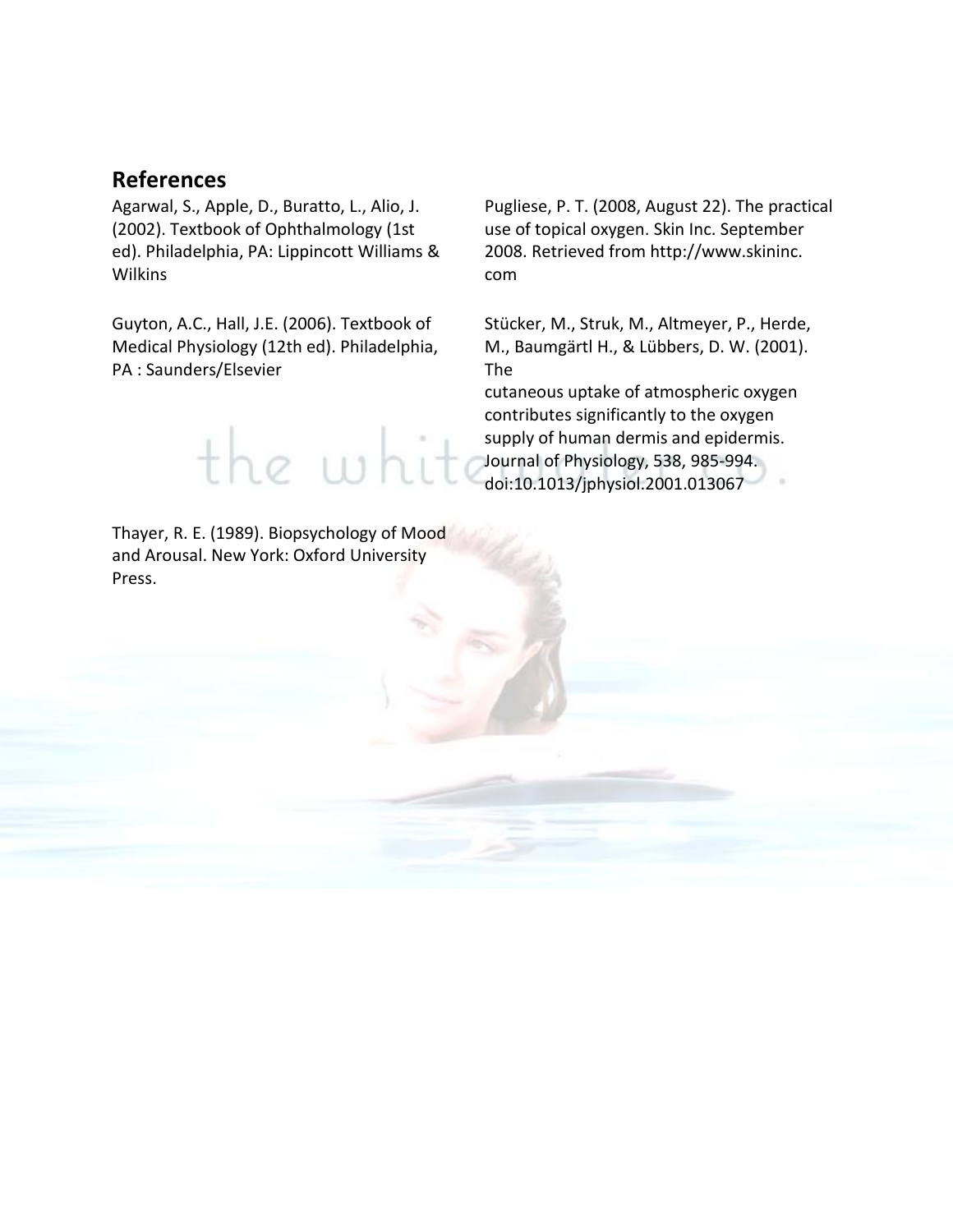## References

Agarwal, S., Apple, D., Buratto, L., Alio, J. (2002). Textbook of Ophthalmology (1st ed). Philadelphia, PA: Lippincott Williams & Wilkins

Guyton, A.C., Hall, J.E. (2006). Textbook of Medical Physiology (12th ed). Philadelphia, PA : Saunders/Elsevier

Thayer, R. E. (1989). Biopsychology of Mood and Arousal. New York: Oxford University Press.

Pugliese, P. T. (2008, August 22). The practical use of topical oxygen. Skin Inc. September 2008. Retrieved from http://www.skininc.com

Stücker, M., Struk, M., Altmeyer, P., Herde, M., Baumgärtl H., & Lübbers, D. W. (2001). The cutaneous uptake of atmospheric oxygen contributes significantly to the oxygen supply of human dermis and epidermis. Journal of Physiology, 538, 985-994. doi:10.1013/jphysiol.2001.013067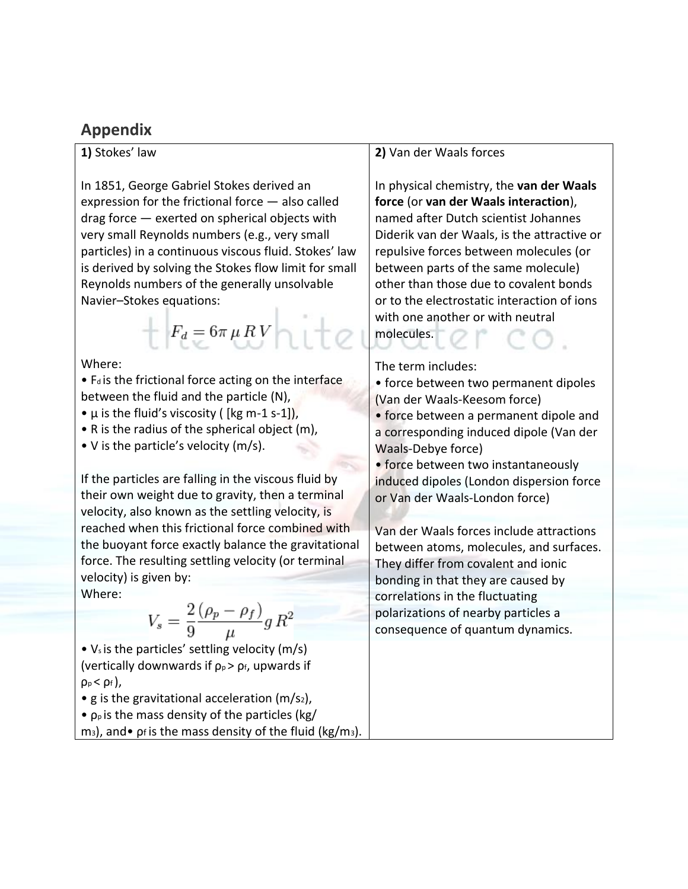## Appendix

**1)** Stokes' law

In 1851, George Gabriel Stokes derived an expression for the frictional force — also called drag force — exerted on spherical objects with very small Reynolds numbers (e.g., very small particles) in a continuous viscous fluid. Stokes' law is derived by solving the Stokes flow limit for small Reynolds numbers of the generally unsolvable Navier–Stokes equations:

$$F_d = 6\pi \, \mu \, R \, V$$

Where:

- $F_d$ is the frictional force acting on the interface between the fluid and the particle (N),
- $\mu$ is the fluid's viscosity ( [kg m-1 s-1]),
- $R$ is the radius of the spherical object (m),
- $V$ is the particle's velocity (m/s).

If the particles are falling in the viscous fluid by their own weight due to gravity, then a terminal velocity, also known as the settling velocity, is reached when this frictional force combined with the buoyant force exactly balance the gravitational force. The resulting settling velocity (or terminal velocity) is given by:

Where:

$$V_s = \frac{2}{9} \frac{(\rho_p - \rho_f)}{\mu} g \, R^2$$

- $V_s$ is the particles' settling velocity (m/s) (vertically downwards if $\rho_p > \rho_f$, upwards if $\rho_p < \rho_f$),
- $g$ is the gravitational acceleration ($m/s^2$),
- $\rho_p$ is the mass density of the particles ($kg/m^3$), and
- $\rho_f$ is the mass density of the fluid ($kg/m^3$).

**2)** Van der Waals forces

In physical chemistry, the **van der Waals force** (or **van der Waals interaction**), named after Dutch scientist Johannes Diderik van der Waals, is the attractive or repulsive forces between molecules (or between parts of the same molecule) other than those due to covalent bonds or to the electrostatic interaction of ions with one another or with neutral molecules.

The term includes:

- force between two permanent dipoles (Van der Waals-Keesom force)
- force between a permanent dipole and a corresponding induced dipole (Van der Waals-Debye force)
- force between two instantaneously induced dipoles (London dispersion force or Van der Waals-London force)

Van der Waals forces include attractions between atoms, molecules, and surfaces. They differ from covalent and ionic bonding in that they are caused by correlations in the fluctuating polarizations of nearby particles a consequence of quantum dynamics.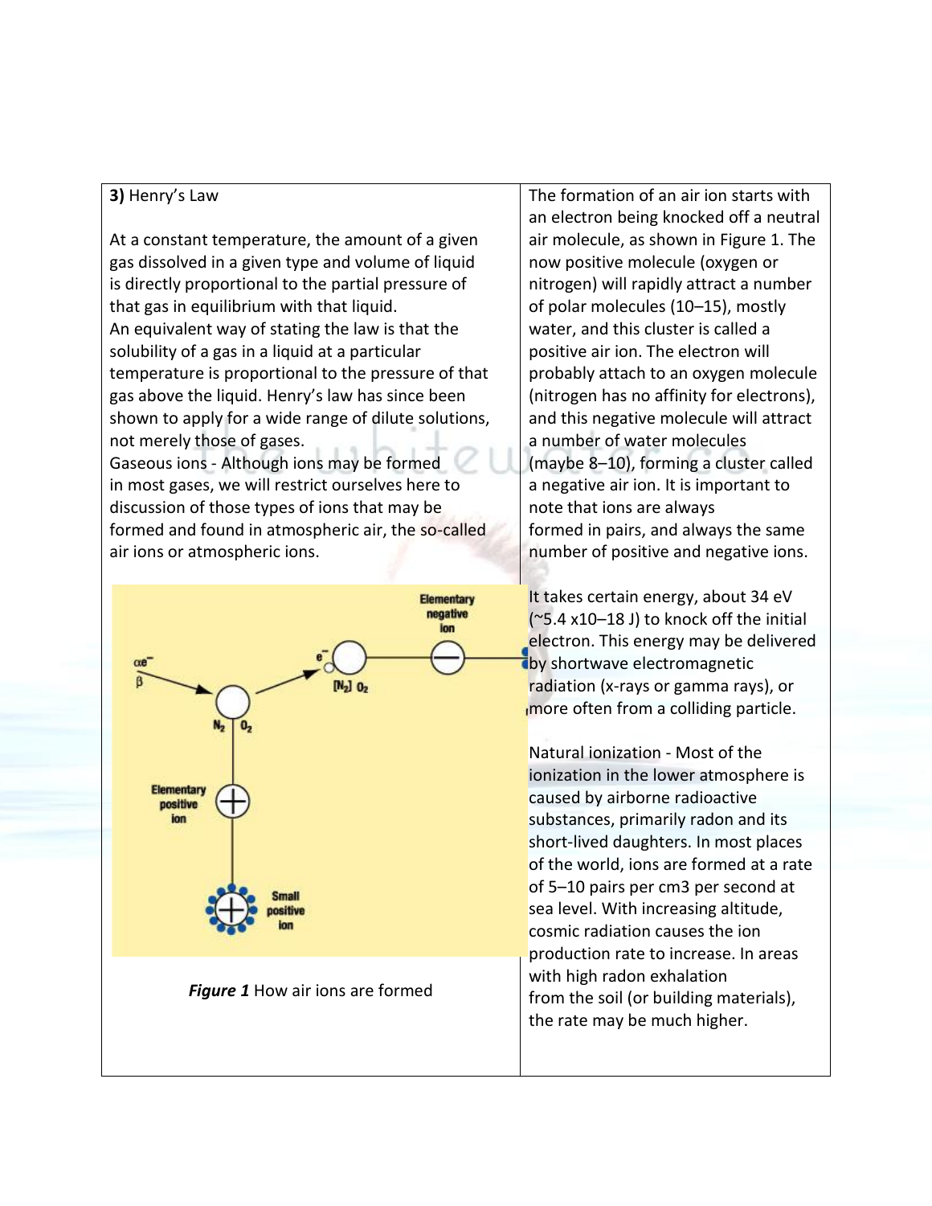**3)** Henry's Law

At a constant temperature, the amount of a given gas dissolved in a given type and volume of liquid is directly proportional to the partial pressure of that gas in equilibrium with that liquid.
An equivalent way of stating the law is that the solubility of a gas in a liquid at a particular temperature is proportional to the pressure of that gas above the liquid. Henry's law has since been shown to apply for a wide range of dilute solutions, not merely those of gases.
Gaseous ions - Although ions may be formed in most gases, we will restrict ourselves here to discussion of those types of ions that may be formed and found in atmospheric air, the so-called air ions or atmospheric ions.

αe⁻
β
$N_2$ | $O_2$
$e^-$
$[N_2]$ $O_2$
Elementary negative ion
Elementary positive ion
Small positive ion

***Figure 1*** How air ions are formed

The formation of an air ion starts with an electron being knocked off a neutral air molecule, as shown in Figure 1. The now positive molecule (oxygen or nitrogen) will rapidly attract a number of polar molecules (10–15), mostly water, and this cluster is called a positive air ion. The electron will probably attach to an oxygen molecule (nitrogen has no affinity for electrons), and this negative molecule will attract a number of water molecules (maybe 8–10), forming a cluster called a negative air ion. It is important to note that ions are always formed in pairs, and always the same number of positive and negative ions.

It takes certain energy, about 34 eV (~5.4 x10–18 J) to knock off the initial electron. This energy may be delivered by shortwave electromagnetic radiation (x-rays or gamma rays), or more often from a colliding particle.

Natural ionization - Most of the ionization in the lower atmosphere is caused by airborne radioactive substances, primarily radon and its short-lived daughters. In most places of the world, ions are formed at a rate of 5–10 pairs per cm3 per second at sea level. With increasing altitude, cosmic radiation causes the ion production rate to increase. In areas with high radon exhalation from the soil (or building materials), the rate may be much higher.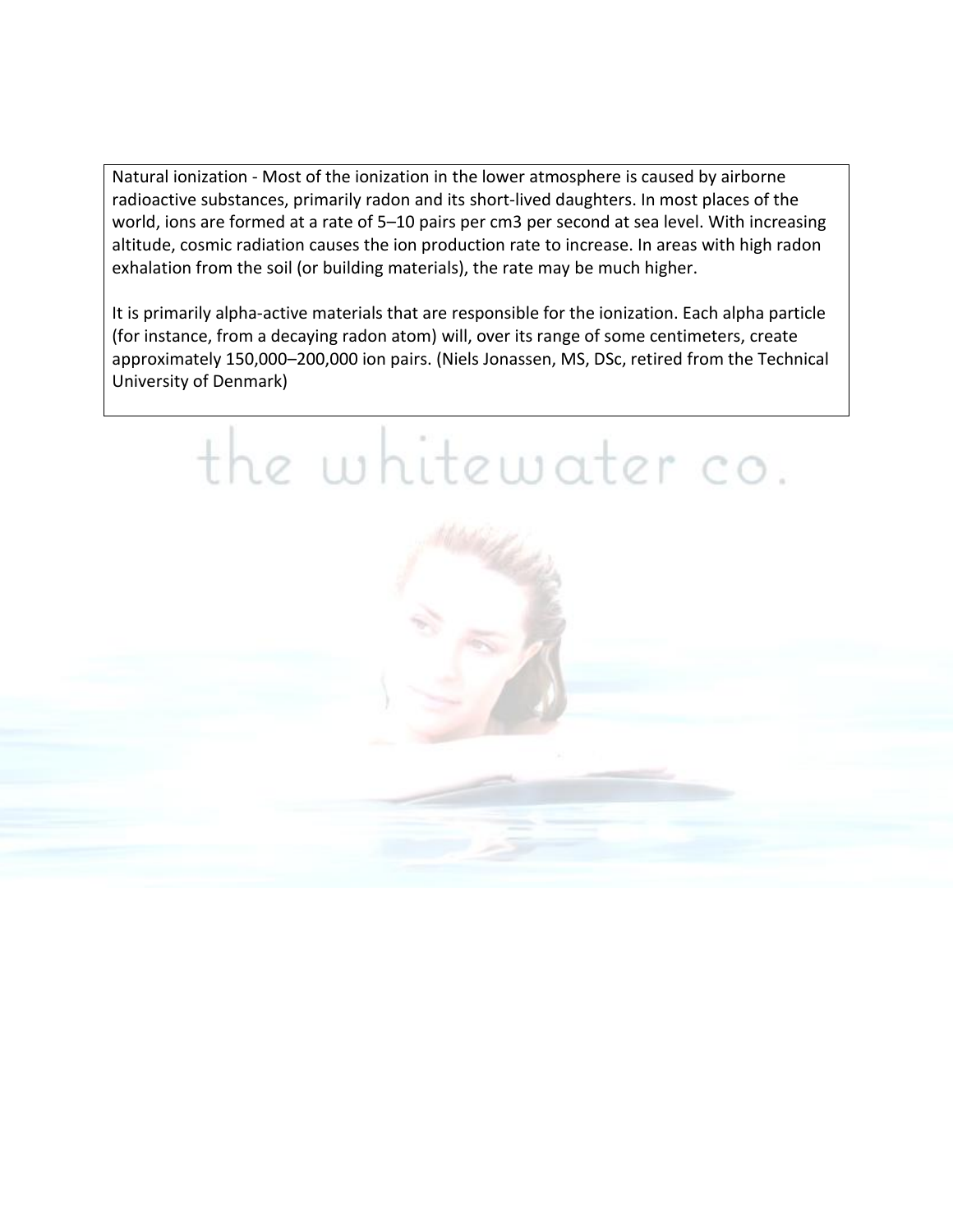Natural ionization - Most of the ionization in the lower atmosphere is caused by airborne radioactive substances, primarily radon and its short-lived daughters. In most places of the world, ions are formed at a rate of 5–10 pairs per cm3 per second at sea level. With increasing altitude, cosmic radiation causes the ion production rate to increase. In areas with high radon exhalation from the soil (or building materials), the rate may be much higher.

It is primarily alpha-active materials that are responsible for the ionization. Each alpha particle (for instance, from a decaying radon atom) will, over its range of some centimeters, create approximately 150,000–200,000 ion pairs. (Niels Jonassen, MS, DSc, retired from the Technical University of Denmark)

the whitewater co.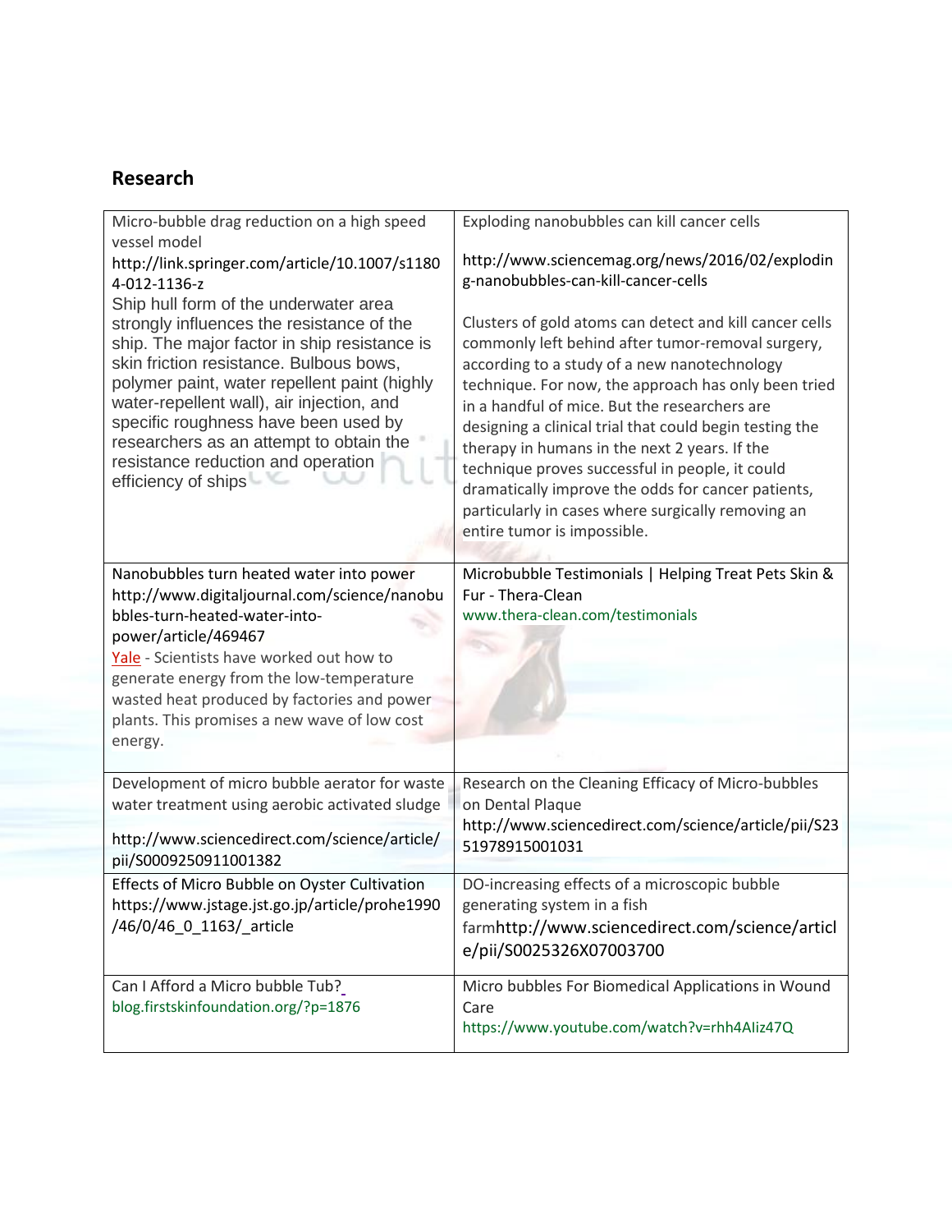## Research

| | |
|---|---|
| Micro-bubble drag reduction on a high speed vessel model<br>http://link.springer.com/article/10.1007/s11804-012-1136-z<br>Ship hull form of the underwater area strongly influences the resistance of the ship. The major factor in ship resistance is skin friction resistance. Bulbous bows, polymer paint, water repellent paint (highly water-repellent wall), air injection, and specific roughness have been used by researchers as an attempt to obtain the resistance reduction and operation efficiency of ships | Exploding nanobubbles can kill cancer cells<br>http://www.sciencemag.org/news/2016/02/exploding-nanobubbles-can-kill-cancer-cells<br>Clusters of gold atoms can detect and kill cancer cells commonly left behind after tumor-removal surgery, according to a study of a new nanotechnology technique. For now, the approach has only been tried in a handful of mice. But the researchers are designing a clinical trial that could begin testing the therapy in humans in the next 2 years. If the technique proves successful in people, it could dramatically improve the odds for cancer patients, particularly in cases where surgically removing an entire tumor is impossible. |
| Nanobubbles turn heated water into power<br>http://www.digitaljournal.com/science/nanobubbles-turn-heated-water-into-power/article/469467<br>Yale - Scientists have worked out how to generate energy from the low-temperature wasted heat produced by factories and power plants. This promises a new wave of low cost energy. | Microbubble Testimonials \| Helping Treat Pets Skin & Fur - Thera-Clean<br>www.thera-clean.com/testimonials |
| Development of micro bubble aerator for waste water treatment using aerobic activated sludge<br>http://www.sciencedirect.com/science/article/pii/S0009250911001382 | Research on the Cleaning Efficacy of Micro-bubbles on Dental Plaque<br>http://www.sciencedirect.com/science/article/pii/S2351978915001031 |
| Effects of Micro Bubble on Oyster Cultivation<br>https://www.jstage.jst.go.jp/article/prohe1990/46/0/46_0_1163/_article | DO-increasing effects of a microscopic bubble generating system in a fish farmhttp://www.sciencedirect.com/science/article/pii/S0025326X07003700 |
| Can I Afford a Micro bubble Tub?<br>blog.firstskinfoundation.org/?p=1876 | Micro bubbles For Biomedical Applications in Wound Care<br>https://www.youtube.com/watch?v=rhh4AIiz47Q |